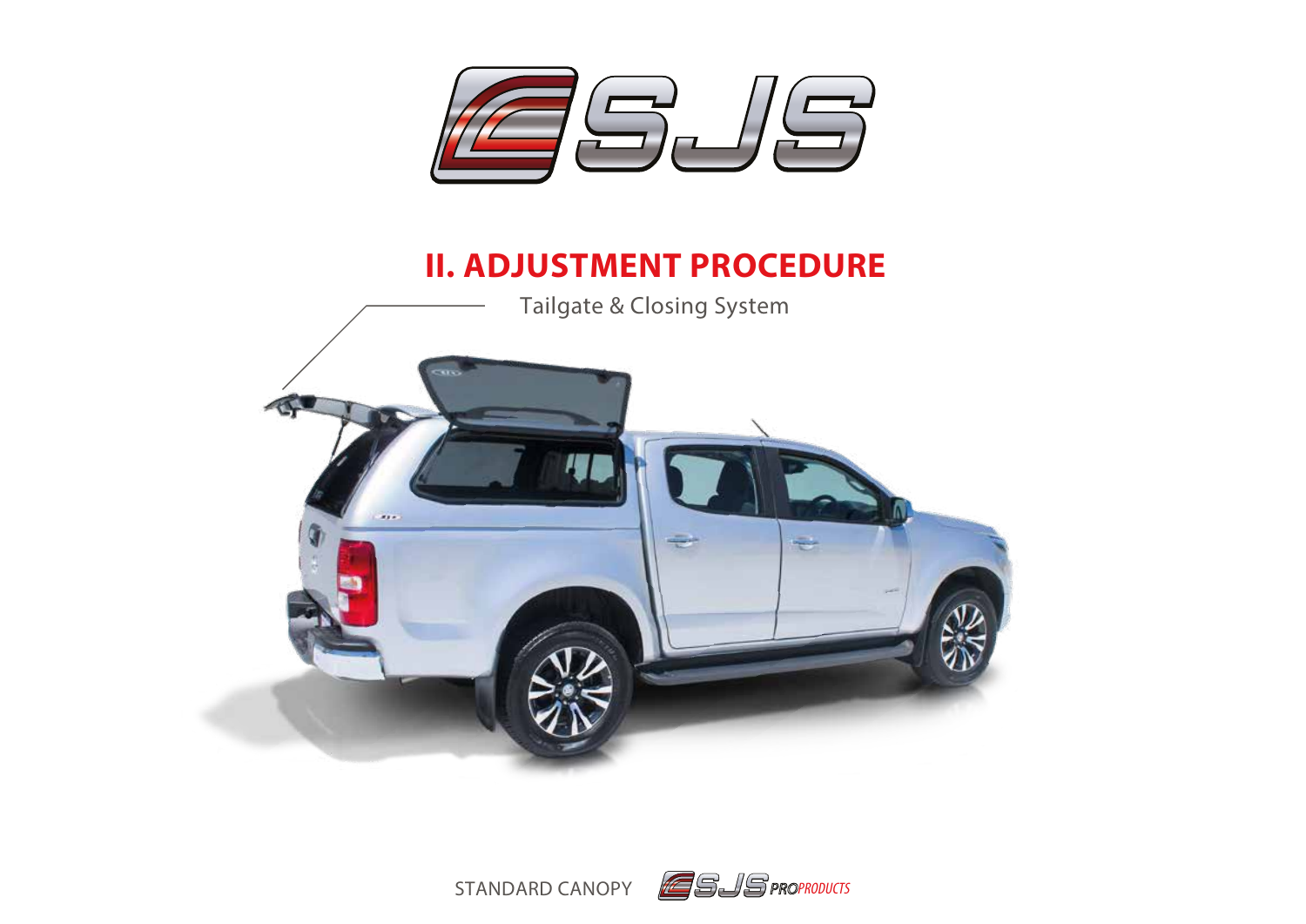SJS

# II. ADJUSTMENT PROCEDURE

Tailgate & Closing System

STANDARD CANOPY SJS PROPRODUCTS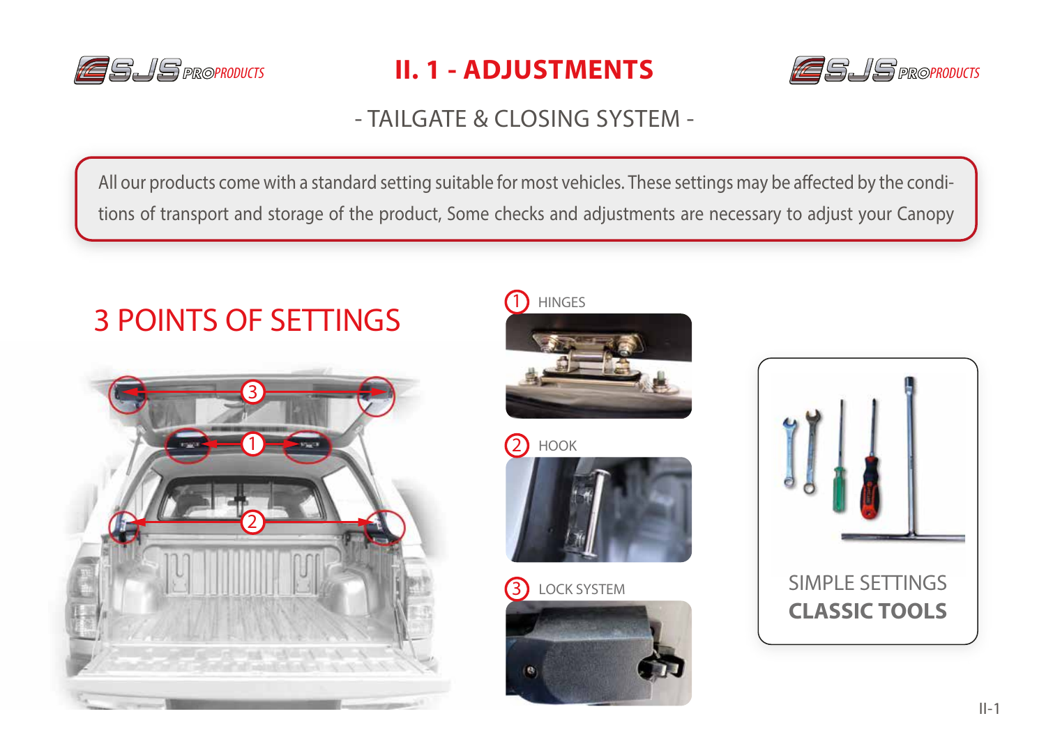# II. 1 - ADJUSTMENTS

## - TAILGATE & CLOSING SYSTEM -

All our products come with a standard setting suitable for most vehicles. These settings may be affected by the conditions of transport and storage of the product, Some checks and adjustments are necessary to adjust your Canopy

## 3 POINTS OF SETTINGS

1. HINGES
2. HOOK
3. LOCK SYSTEM

SIMPLE SETTINGS
**CLASSIC TOOLS**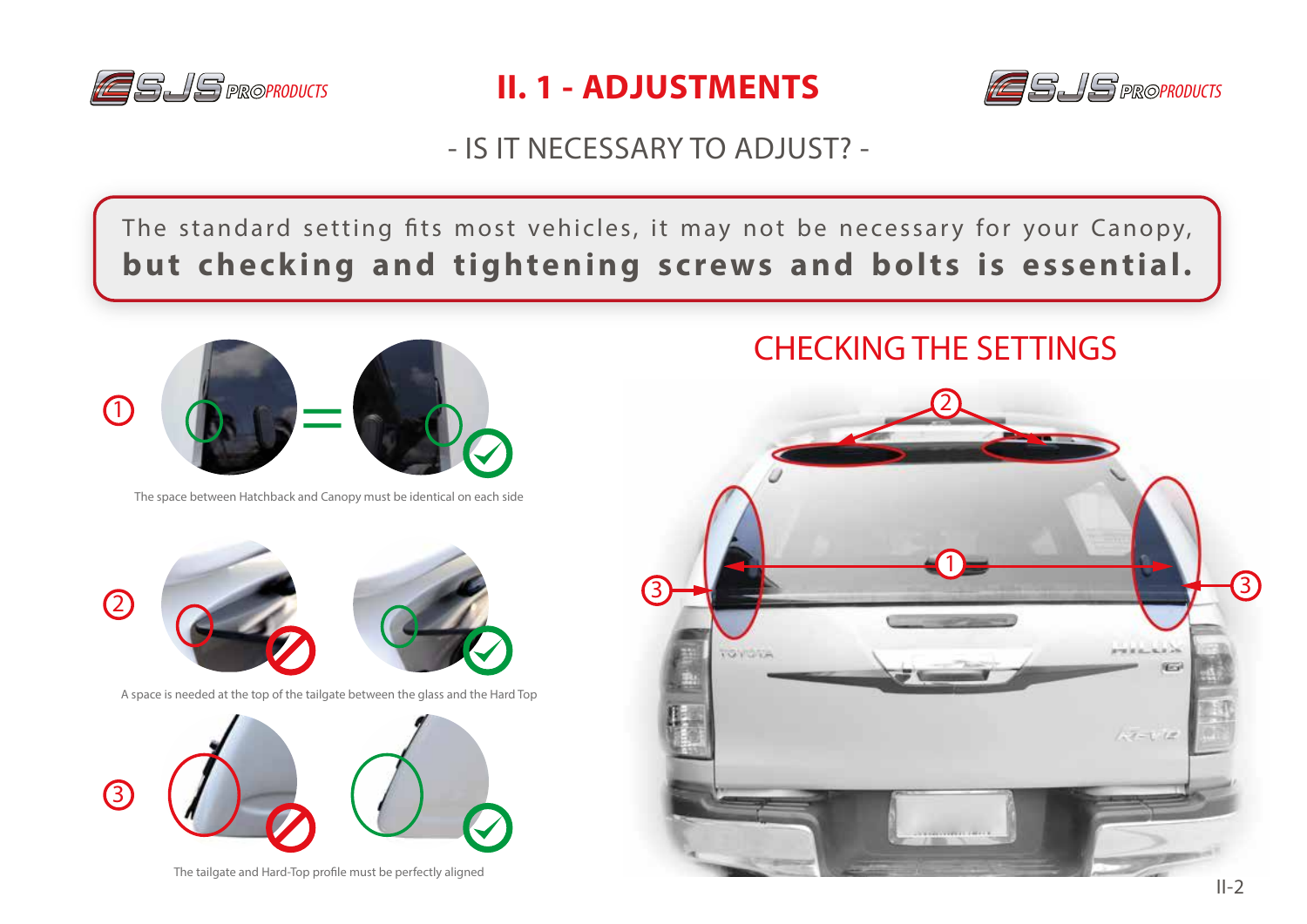# II. 1 - ADJUSTMENTS

## - IS IT NECESSARY TO ADJUST? -

The standard setting fits most vehicles, it may not be necessary for your Canopy, **but checking and tightening screws and bolts is essential.**

## CHECKING THE SETTINGS

1. The space between Hatchback and Canopy must be identical on each side

2. A space is needed at the top of the tailgate between the glass and the Hard Top

3. The tailgate and Hard-Top profile must be perfectly aligned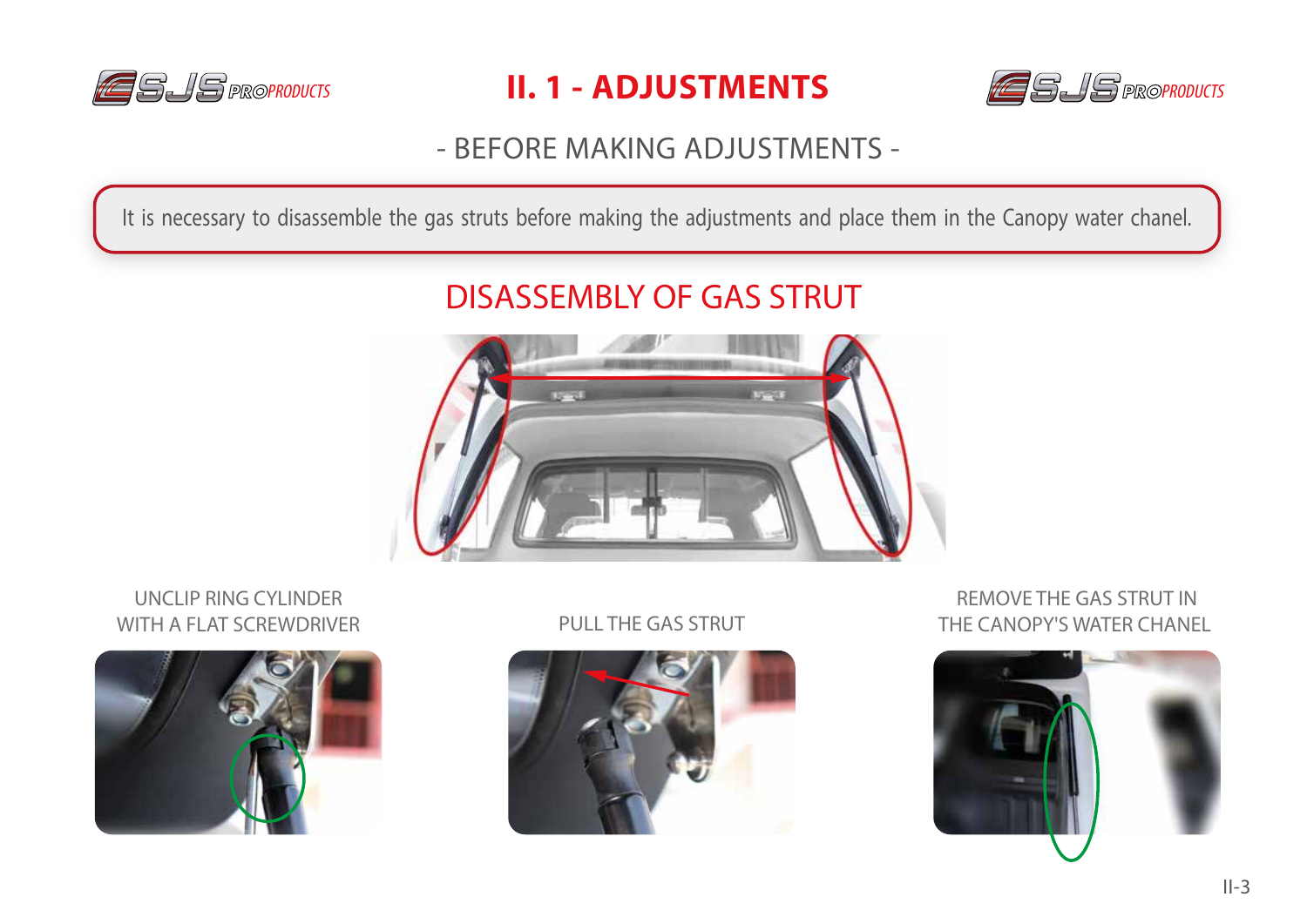# II. 1 - ADJUSTMENTS

## - BEFORE MAKING ADJUSTMENTS -

It is necessary to disassemble the gas struts before making the adjustments and place them in the Canopy water chanel.

## DISASSEMBLY OF GAS STRUT

UNCLIP RING CYLINDER WITH A FLAT SCREWDRIVER

PULL THE GAS STRUT

REMOVE THE GAS STRUT IN THE CANOPY'S WATER CHANEL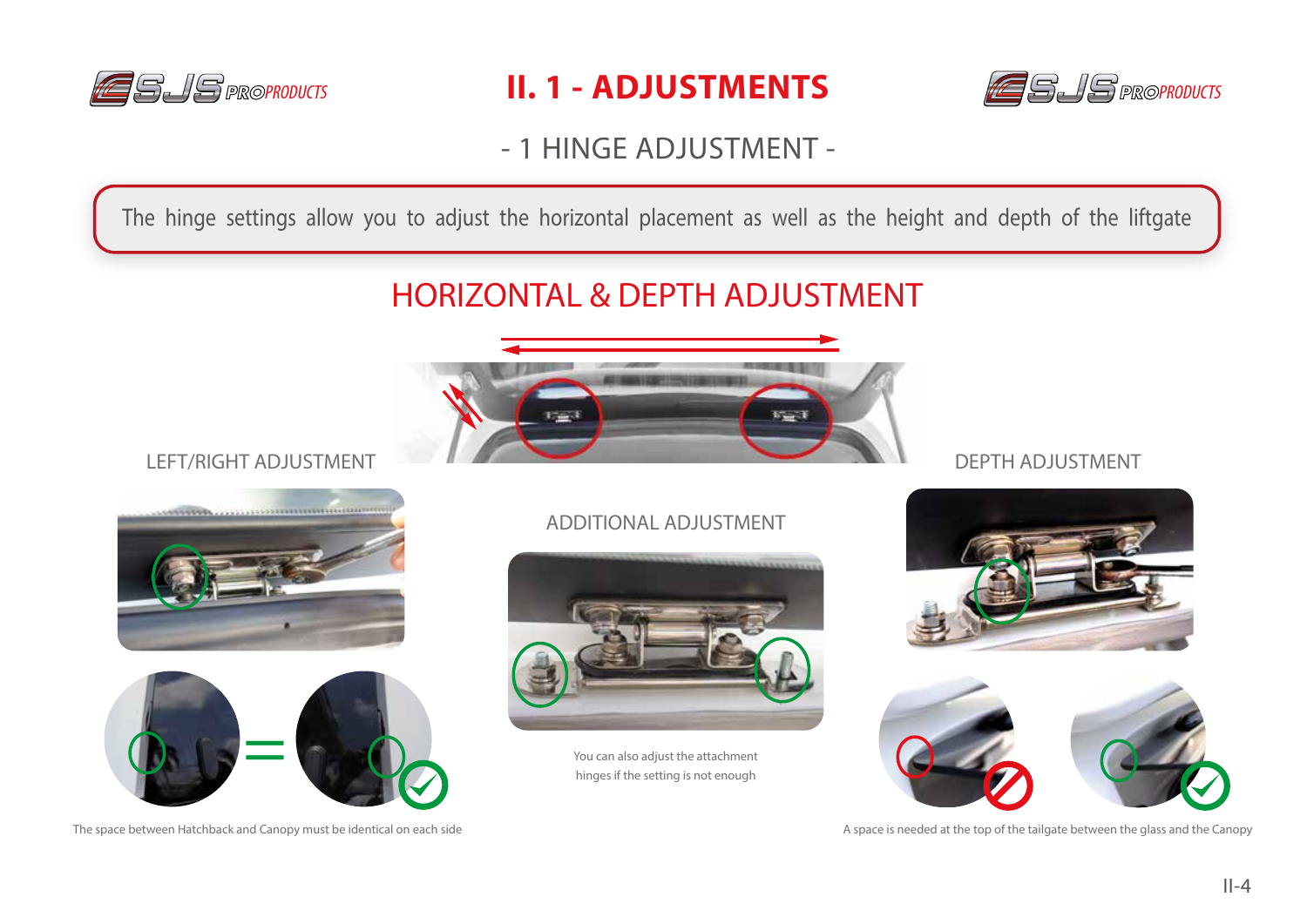# II. 1 - ADJUSTMENTS

## - 1 HINGE ADJUSTMENT -

The hinge settings allow you to adjust the horizontal placement as well as the height and depth of the liftgate

## HORIZONTAL & DEPTH ADJUSTMENT

### LEFT/RIGHT ADJUSTMENT

The space between Hatchback and Canopy must be identical on each side

### ADDITIONAL ADJUSTMENT

You can also adjust the attachment hinges if the setting is not enough

### DEPTH ADJUSTMENT

A space is needed at the top of the tailgate between the glass and the Canopy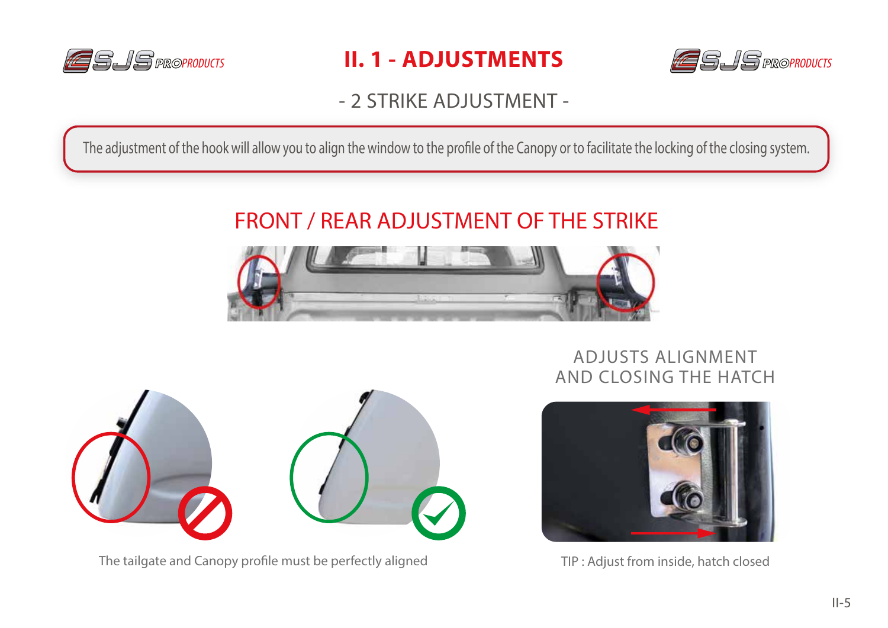# II. 1 - ADJUSTMENTS

## - 2 STRIKE ADJUSTMENT -

The adjustment of the hook will allow you to align the window to the profile of the Canopy or to facilitate the locking of the closing system.

## FRONT / REAR ADJUSTMENT OF THE STRIKE

The tailgate and Canopy profile must be perfectly aligned

### ADJUSTS ALIGNMENT AND CLOSING THE HATCH

TIP : Adjust from inside, hatch closed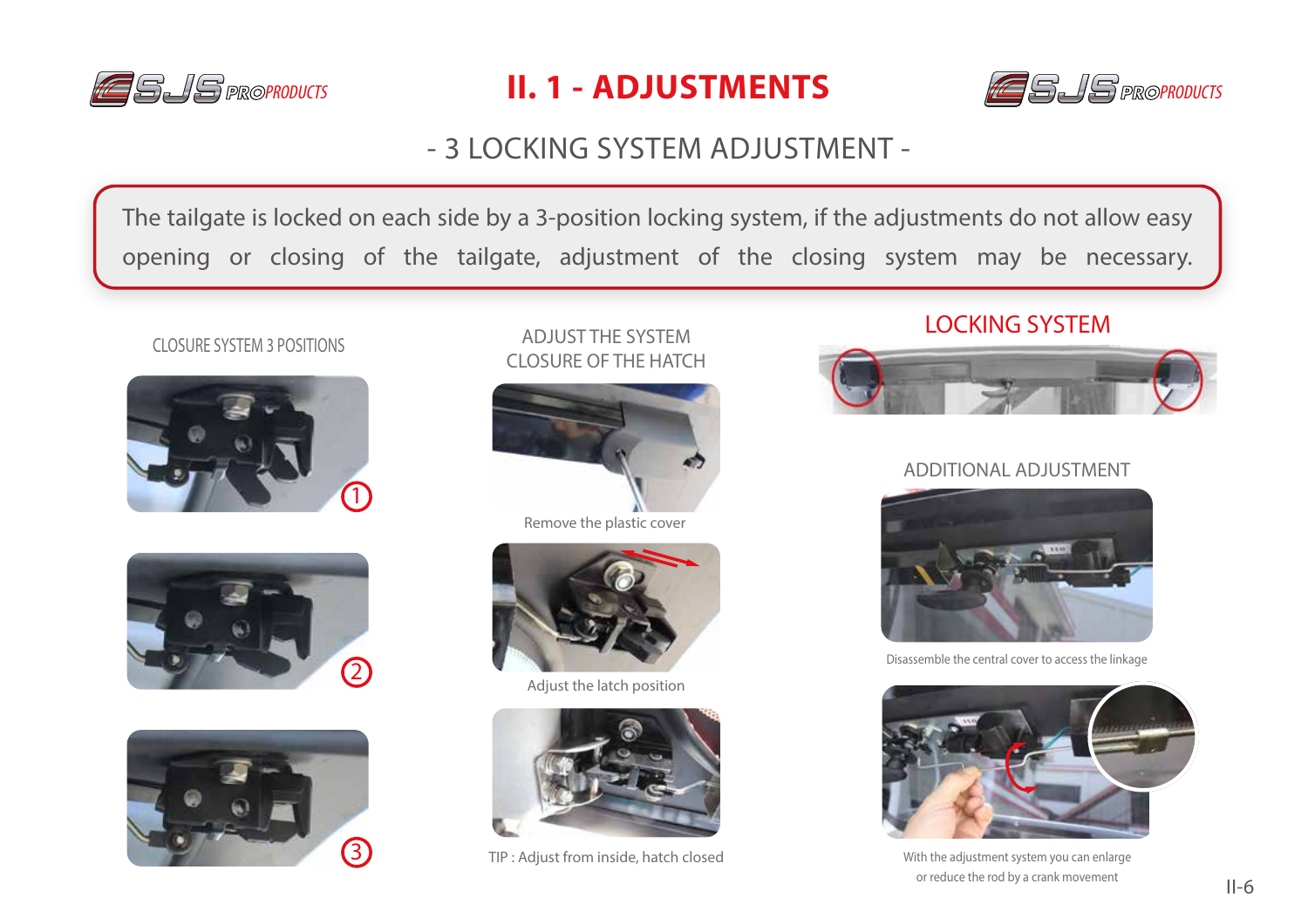# II. 1 - ADJUSTMENTS

## - 3 LOCKING SYSTEM ADJUSTMENT -

The tailgate is locked on each side by a 3-position locking system, if the adjustments do not allow easy opening or closing of the tailgate, adjustment of the closing system may be necessary.

### CLOSURE SYSTEM 3 POSITIONS

1

2

3

### ADJUST THE SYSTEM CLOSURE OF THE HATCH

Remove the plastic cover

Adjust the latch position

TIP : Adjust from inside, hatch closed

### LOCKING SYSTEM

### ADDITIONAL ADJUSTMENT

Disassemble the central cover to access the linkage

With the adjustment system you can enlarge or reduce the rod by a crank movement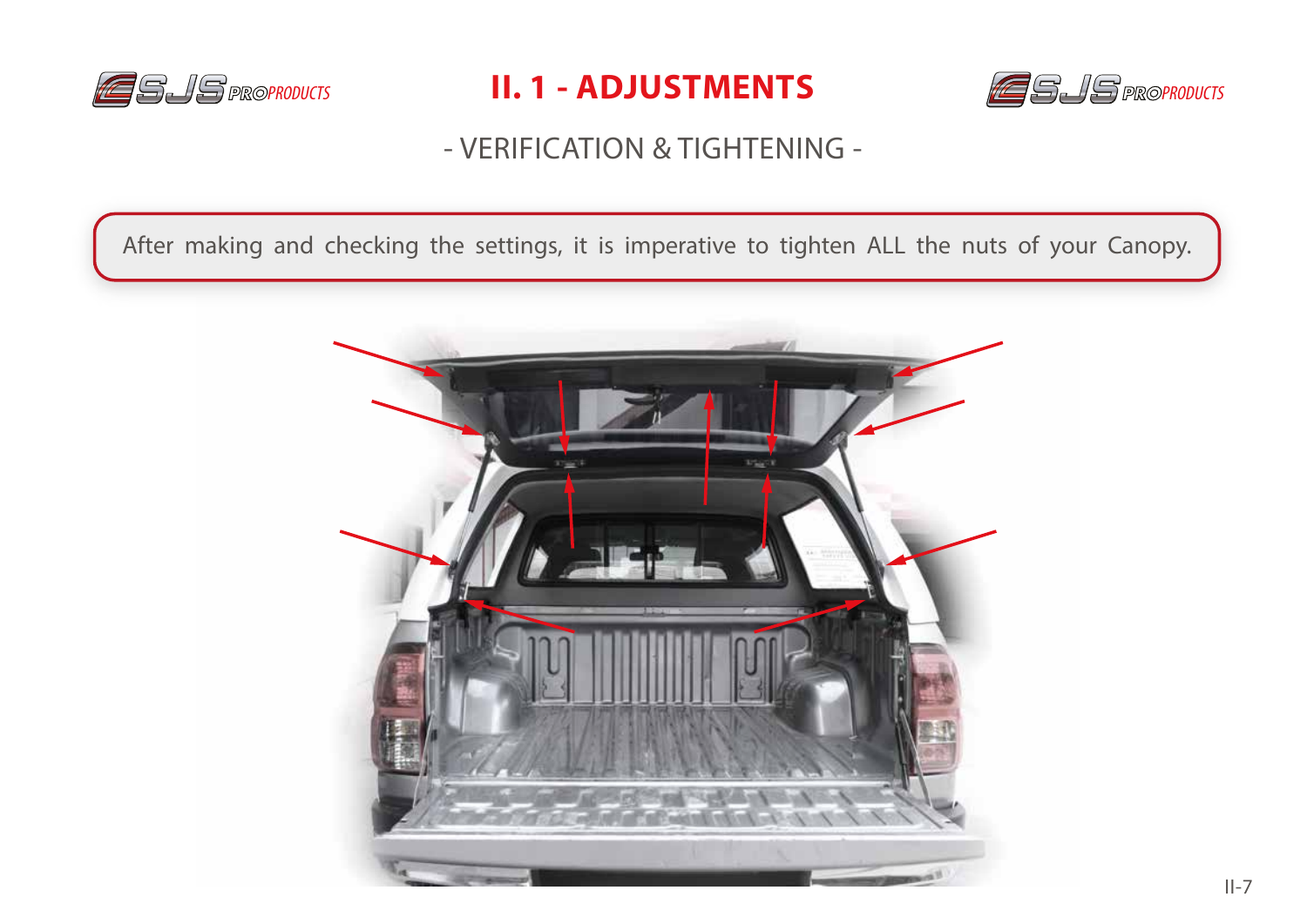# II. 1 - ADJUSTMENTS

## - VERIFICATION & TIGHTENING -

After making and checking the settings, it is imperative to tighten ALL the nuts of your Canopy.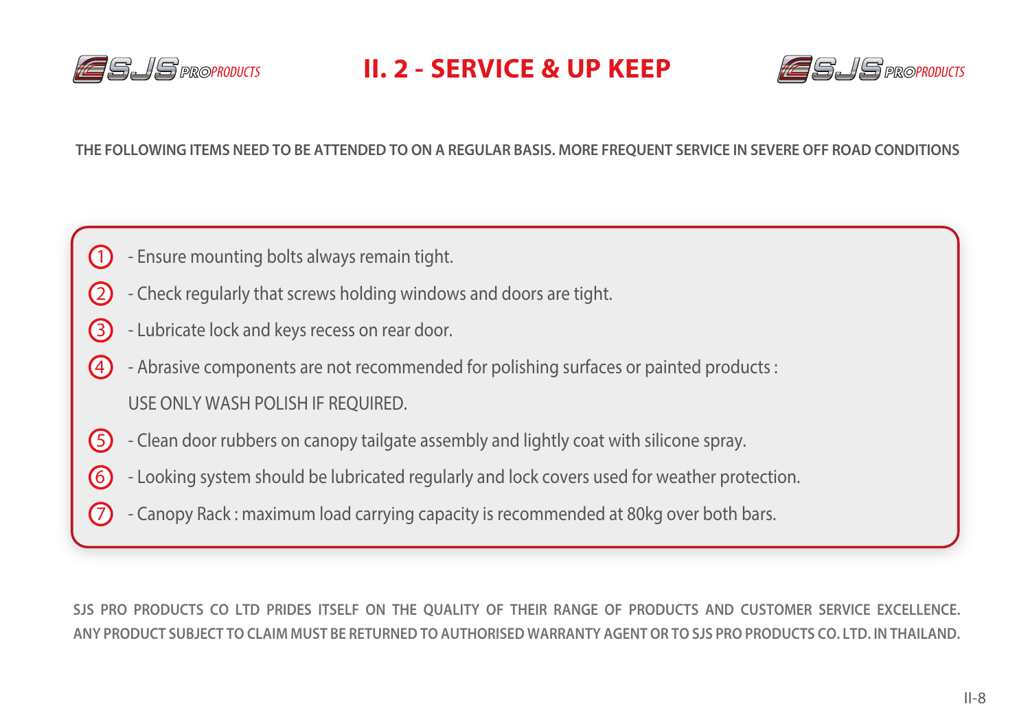# II. 2 - SERVICE & UP KEEP

**THE FOLLOWING ITEMS NEED TO BE ATTENDED TO ON A REGULAR BASIS. MORE FREQUENT SERVICE IN SEVERE OFF ROAD CONDITIONS**

1. - Ensure mounting bolts always remain tight.
2. - Check regularly that screws holding windows and doors are tight.
3. - Lubricate lock and keys recess on rear door.
4. - Abrasive components are not recommended for polishing surfaces or painted products :

   USE ONLY WASH POLISH IF REQUIRED.
5. - Clean door rubbers on canopy tailgate assembly and lightly coat with silicone spray.
6. - Looking system should be lubricated regularly and lock covers used for weather protection.
7. - Canopy Rack : maximum load carrying capacity is recommended at 80kg over both bars.

**SJS PRO PRODUCTS CO LTD PRIDES ITSELF ON THE QUALITY OF THEIR RANGE OF PRODUCTS AND CUSTOMER SERVICE EXCELLENCE. ANY PRODUCT SUBJECT TO CLAIM MUST BE RETURNED TO AUTHORISED WARRANTY AGENT OR TO SJS PRO PRODUCTS CO. LTD. IN THAILAND.**